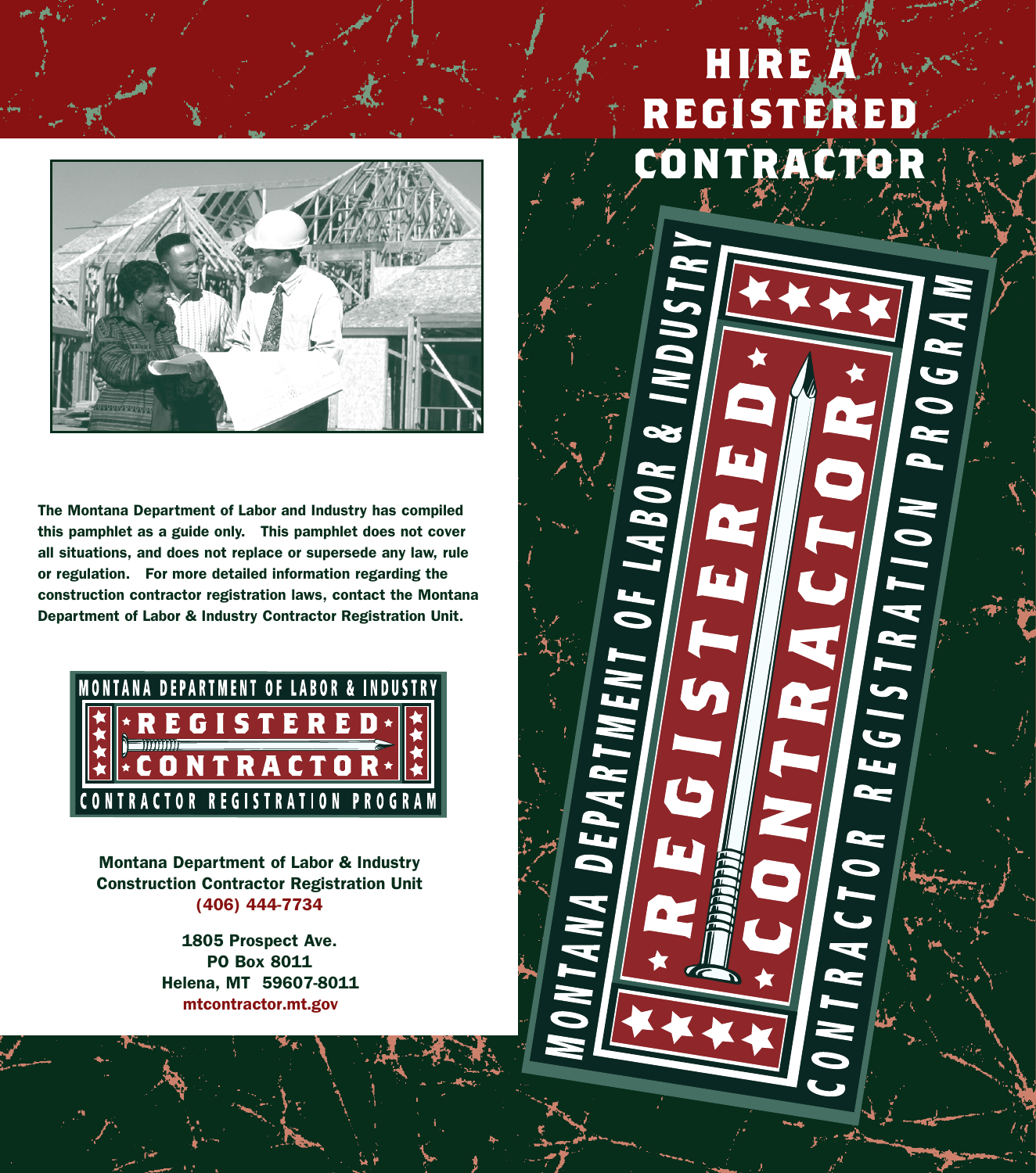# HIRE A REGISTERED CONTRACTOR

**The Montana Department of Labor and Industry has compiled this pamphlet as a guide only. This pamphlet does not cover all situations, and does not replace or supersede any law, rule or regulation. For more detailed information regarding the construction contractor registration laws, contact the Montana Department of Labor & Industry Contractor Registration Unit.**

MONTANA DEPARTMENT OF LABOR & INDUSTRY
REGISTERED CONTRACTOR
CONTRACTOR REGISTRATION PROGRAM

**Montana Department of Labor & Industry**
**Construction Contractor Registration Unit**
**(406) 444-7734**

**1805 Prospect Ave.**
**PO Box 8011**
**Helena, MT 59607-8011**
**mtcontractor.mt.gov**

MONTANA DEPARTMENT OF LABOR & INDUSTRY
REGISTERED CONTRACTOR
CONTRACTOR REGISTRATION PROGRAM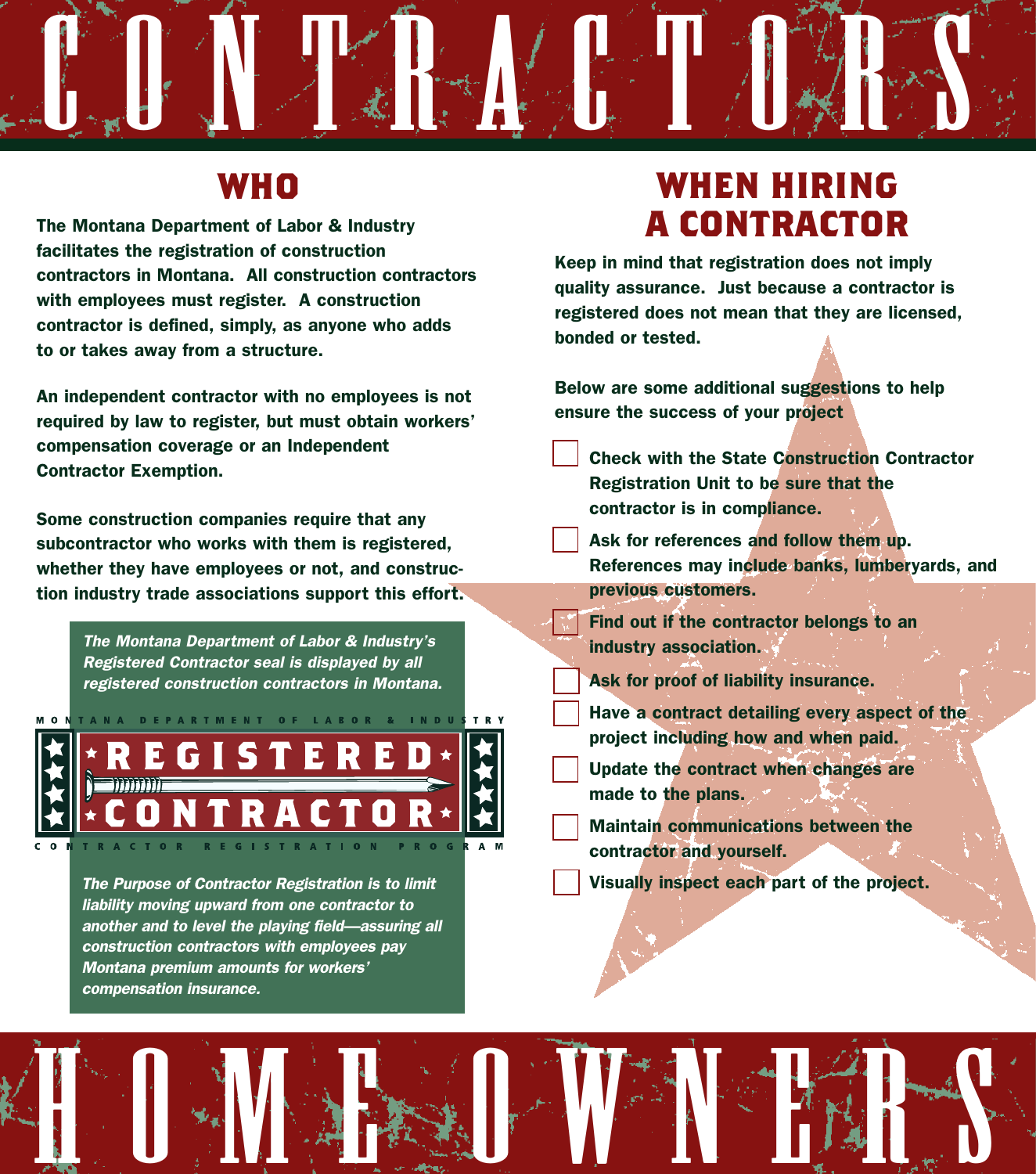# CONTRACTORS

## WHO

The Montana Department of Labor & Industry facilitates the registration of construction contractors in Montana. All construction contractors with employees must register. A construction contractor is defined, simply, as anyone who adds to or takes away from a structure.

An independent contractor with no employees is not required by law to register, but must obtain workers' compensation coverage or an Independent Contractor Exemption.

Some construction companies require that any subcontractor who works with them is registered, whether they have employees or not, and construction industry trade associations support this effort.

*The Montana Department of Labor & Industry's Registered Contractor seal is displayed by all registered construction contractors in Montana.*

MONTANA DEPARTMENT OF LABOR & INDUSTRY
REGISTERED CONTRACTOR
CONTRACTOR REGISTRATION PROGRAM

*The Purpose of Contractor Registration is to limit liability moving upward from one contractor to another and to level the playing field—assuring all construction contractors with employees pay Montana premium amounts for workers' compensation insurance.*

## WHEN HIRING A CONTRACTOR

Keep in mind that registration does not imply quality assurance. Just because a contractor is registered does not mean that they are licensed, bonded or tested.

Below are some additional suggestions to help ensure the success of your project

- [ ] Check with the State Construction Contractor Registration Unit to be sure that the contractor is in compliance.
- [ ] Ask for references and follow them up. References may include banks, lumberyards, and previous customers.
- [ ] Find out if the contractor belongs to an industry association.
- [ ] Ask for proof of liability insurance.
- [ ] Have a contract detailing every aspect of the project including how and when paid.
- [ ] Update the contract when changes are made to the plans.
- [ ] Maintain communications between the contractor and yourself.
- [ ] Visually inspect each part of the project.

# HOMEOWNERS